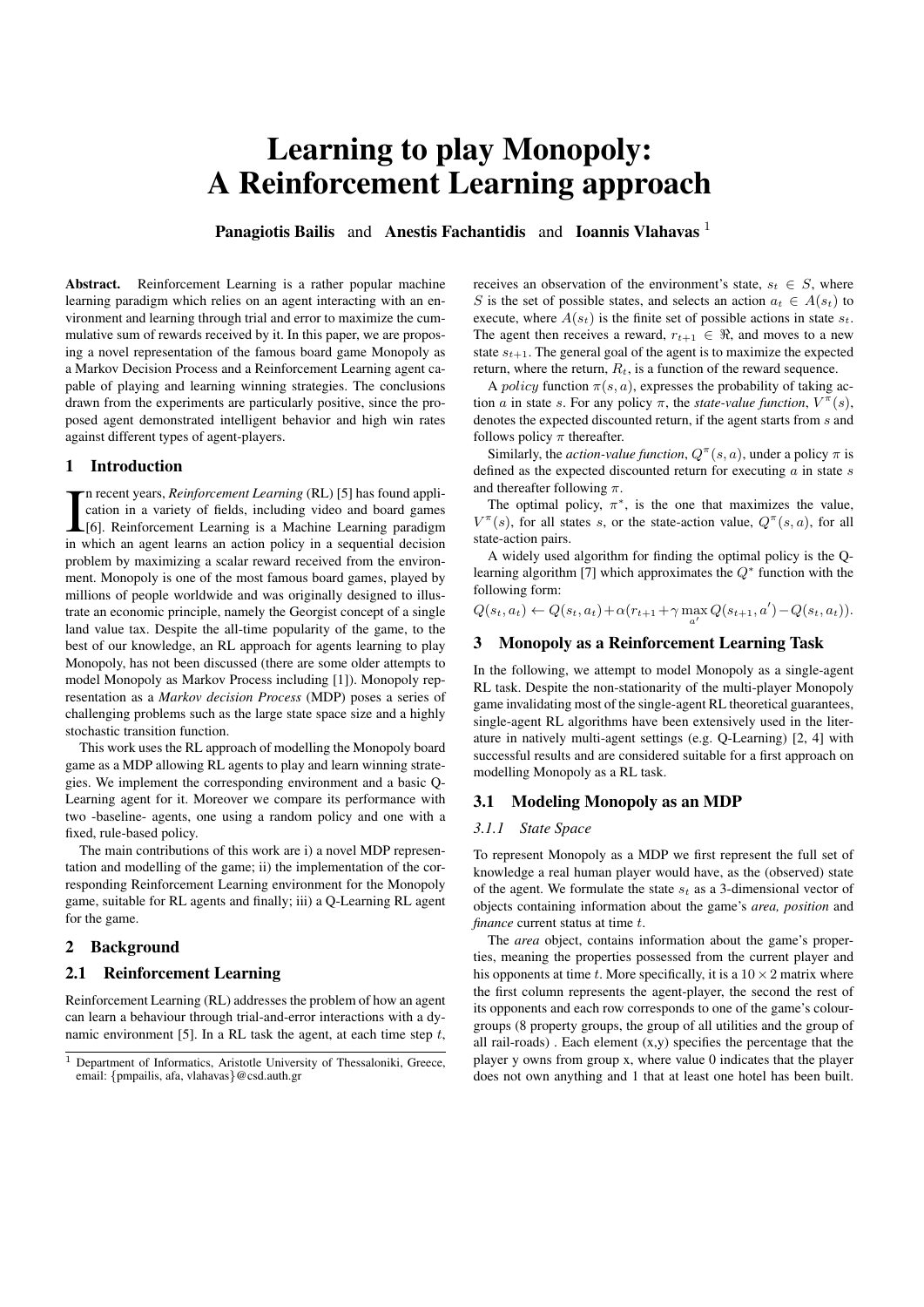# Learning to play Monopoly: A Reinforcement Learning approach

**Panagiotis Bailis** and **Anestis Fachantidis** and **Ioannis Vlahavas** [1]

**Abstract.** Reinforcement Learning is a rather popular machine learning paradigm which relies on an agent interacting with an environment and learning through trial and error to maximize the cummulative sum of rewards received by it. In this paper, we are proposing a novel representation of the famous board game Monopoly as a Markov Decision Process and a Reinforcement Learning agent capable of playing and learning winning strategies. The conclusions drawn from the experiments are particularly positive, since the proposed agent demonstrated intelligent behavior and high win rates against different types of agent-players.

## 1 Introduction

In recent years, *Reinforcement Learning* (RL) [5] has found application in a variety of fields, including video and board games [6]. Reinforcement Learning is a Machine Learning paradigm in which an agent learns an action policy in a sequential decision problem by maximizing a scalar reward received from the environment. Monopoly is one of the most famous board games, played by millions of people worldwide and was originally designed to illustrate an economic principle, namely the Georgist concept of a single land value tax. Despite the all-time popularity of the game, to the best of our knowledge, an RL approach for agents learning to play Monopoly, has not been discussed (there are some older attempts to model Monopoly as Markov Process including [1]). Monopoly representation as a *Markov decision Process* (MDP) poses a series of challenging problems such as the large state space size and a highly stochastic transition function.

This work uses the RL approach of modelling the Monopoly board game as a MDP allowing RL agents to play and learn winning strategies. We implement the corresponding environment and a basic Q-Learning agent for it. Moreover we compare its performance with two -baseline- agents, one using a random policy and one with a fixed, rule-based policy.

The main contributions of this work are i) a novel MDP representation and modelling of the game; ii) the implementation of the corresponding Reinforcement Learning environment for the Monopoly game, suitable for RL agents and finally; iii) a Q-Learning RL agent for the game.

## 2 Background

### 2.1 Reinforcement Learning

Reinforcement Learning (RL) addresses the problem of how an agent can learn a behaviour through trial-and-error interactions with a dynamic environment [5]. In a RL task the agent, at each time step $t$, receives an observation of the environment's state, $s_t \in S$, where $S$ is the set of possible states, and selects an action $a_t \in A(s_t)$ to execute, where $A(s_t)$ is the finite set of possible actions in state $s_t$. The agent then receives a reward, $r_{t+1} \in \Re$, and moves to a new state $s_{t+1}$. The general goal of the agent is to maximize the expected return, where the return, $R_t$, is a function of the reward sequence.

A $policy$ function $\pi(s, a)$, expresses the probability of taking action $a$ in state $s$. For any policy $\pi$, the *state-value function*, $V^{\pi}(s)$, denotes the expected discounted return, if the agent starts from $s$ and follows policy $\pi$ thereafter.

Similarly, the *action-value function*, $Q^{\pi}(s, a)$, under a policy $\pi$ is defined as the expected discounted return for executing $a$ in state $s$ and thereafter following $\pi$.

The optimal policy, $\pi^*$, is the one that maximizes the value, $V^{\pi}(s)$, for all states $s$, or the state-action value, $Q^{\pi}(s, a)$, for all state-action pairs.

A widely used algorithm for finding the optimal policy is the Q-learning algorithm [7] which approximates the $Q^*$ function with the following form:

$$Q(s_t, a_t) \leftarrow Q(s_t, a_t) + \alpha(r_{t+1} + \gamma \max_{a'} Q(s_{t+1}, a') - Q(s_t, a_t)).$$

## 3 Monopoly as a Reinforcement Learning Task

In the following, we attempt to model Monopoly as a single-agent RL task. Despite the non-stationarity of the multi-player Monopoly game invalidating most of the single-agent RL theoretical guarantees, single-agent RL algorithms have been extensively used in the literature in natively multi-agent settings (e.g. Q-Learning) [2, 4] with successful results and are considered suitable for a first approach on modelling Monopoly as a RL task.

### 3.1 Modeling Monopoly as an MDP

#### *3.1.1 State Space*

To represent Monopoly as a MDP we first represent the full set of knowledge a real human player would have, as the (observed) state of the agent. We formulate the state $s_t$ as a 3-dimensional vector of objects containing information about the game's *area, position* and *finance* current status at time $t$.

The *area* object, contains information about the game's properties, meaning the properties possessed from the current player and his opponents at time $t$. More specifically, it is a $10 \times 2$ matrix where the first column represents the agent-player, the second the rest of its opponents and each row corresponds to one of the game's colour-groups (8 property groups, the group of all utilities and the group of all rail-roads) . Each element (x,y) specifies the percentage that the player y owns from group x, where value 0 indicates that the player does not own anything and 1 that at least one hotel has been built.

[1] Department of Informatics, Aristotle University of Thessaloniki, Greece, email: {pmpailis, afa, vlahavas}@csd.auth.gr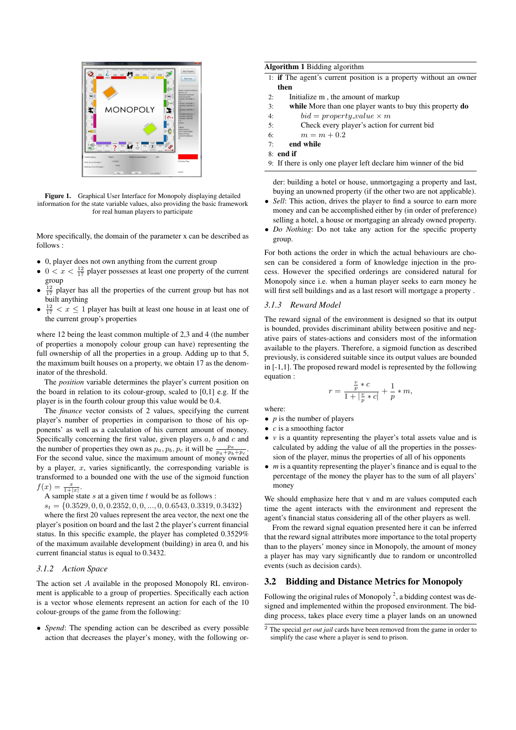Figure 1. Graphical User Interface for Monopoly displaying detailed information for the state variable values, also providing the basic framework for real human players to participate

More specifically, the domain of the parameter x can be described as follows :

- 0, player does not own anything from the current group
- $0 < x < \frac{12}{17}$ player possesses at least one property of the current group
- $\frac{12}{17}$ player has all the properties of the current group but has not built anything
- $\frac{12}{17} < x \leq 1$ player has built at least one house in at least one of the current group's properties

where 12 being the least common multiple of 2,3 and 4 (the number of properties a monopoly colour group can have) representing the full ownership of all the properties in a group. Adding up to that 5, the maximum built houses on a property, we obtain 17 as the denominator of the threshold.

The *position* variable determines the player's current position on the board in relation to its colour-group, scaled to [0,1] e.g. If the player is in the fourth colour group this value would be 0.4.

The *finance* vector consists of 2 values, specifying the current player's number of properties in comparison to those of his opponents' as well as a calculation of his current amount of money. Specifically concerning the first value, given players $a, b$ and $c$ and the number of properties they own as $p_a, p_b, p_c$ it will be $\frac{p_a}{p_a+p_b+p_c}$. For the second value, since the maximum amount of money owned by a player, $x$, varies significantly, the corresponding variable is transformed to a bounded one with the use of the sigmoid function $f(x) = \frac{x}{1+|x|}$.

A sample state $s$ at a given time $t$ would be as follows :

$s_t = \{0.3529, 0, 0, 0.2352, 0, 0, ..., 0, 0.6543, 0.3319, 0.3432\}$

where the first 20 values represent the area vector, the next one the player's position on board and the last 2 the player's current financial status. In this specific example, the player has completed 0.3529% of the maximum available development (building) in area 0, and his current financial status is equal to 0.3432.

### 3.1.2 Action Space

The action set $A$ available in the proposed Monopoly RL environment is applicable to a group of properties. Specifically each action is a vector whose elements represent an action for each of the 10 colour-groups of the game from the following:

- *Spend*: The spending action can be described as every possible action that decreases the player's money, with the following order: building a hotel or house, unmortgaging a property and last, buying an unowned property (if the other two are not applicable).
- *Sell*: This action, drives the player to find a source to earn more money and can be accomplished either by (in order of preference) selling a hotel, a house or mortgaging an already owned property.
- *Do Nothing*: Do not take any action for the specific property group.

For both actions the order in which the actual behaviours are chosen can be considered a form of knowledge injection in the process. However the specified orderings are considered natural for Monopoly since i.e. when a human player seeks to earn money he will first sell buildings and as a last resort will mortgage a property .

**Algorithm 1** Bidding algorithm

```
1: if The agent's current position is a property without an owner then
2:     Initialize m , the amount of markup
3:     while More than one player wants to buy this property do
4:         bid = property_value × m
5:         Check every player's action for current bid
6:         m = m + 0.2
7:     end while
8: end if
9: If there is only one player left declare him winner of the bid
```

### 3.1.3 Reward Model

The reward signal of the environment is designed so that its output is bounded, provides discriminant ability between positive and negative pairs of states-actions and considers most of the information available to the players. Therefore, a sigmoid function as described previously, is considered suitable since its output values are bounded in [-1,1]. The proposed reward model is represented by the following equation :

$$r = \frac{\frac{v}{p} * c}{1 + |\frac{v}{p} * c|} + \frac{1}{p} * m,$$

where:

- $p$ is the number of players
- $c$ is a smoothing factor
- $v$ is a quantity representing the player's total assets value and is calculated by adding the value of all the properties in the possession of the player, minus the properties of all of his opponents
- $m$ is a quantity representing the player's finance and is equal to the percentage of the money the player has to the sum of all players' money

We should emphasize here that v and m are values computed each time the agent interacts with the environment and represent the agent's financial status considering all of the other players as well.

From the reward signal equation presented here it can be inferred that the reward signal attributes more importance to the total property than to the players' money since in Monopoly, the amount of money a player has may vary significantly due to random or uncontrolled events (such as decision cards).

## 3.2 Bidding and Distance Metrics for Monopoly

Following the original rules of Monopoly [2], a bidding contest was designed and implemented within the proposed environment. The bidding process, takes place every time a player lands on an unowned

[2] The special *get out jail* cards have been removed from the game in order to simplify the case where a player is send to prison.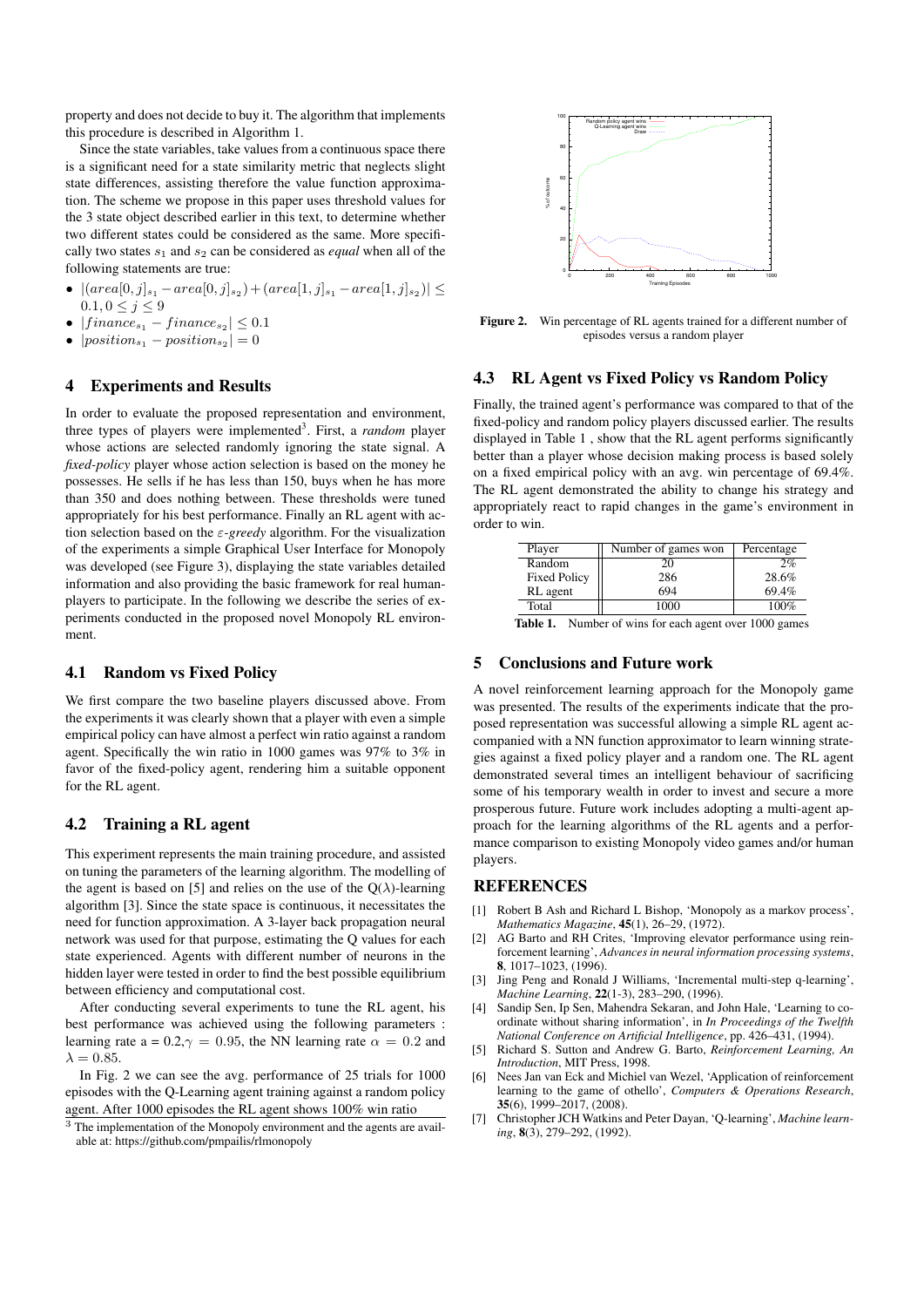property and does not decide to buy it. The algorithm that implements this procedure is described in Algorithm 1.

Since the state variables, take values from a continuous space there is a significant need for a state similarity metric that neglects slight state differences, assisting therefore the value function approximation. The scheme we propose in this paper uses threshold values for the 3 state object described earlier in this text, to determine whether two different states could be considered as the same. More specifically two states $s_1$ and $s_2$ can be considered as *equal* when all of the following statements are true:

- $|(area[0,j]_{s_1} - area[0,j]_{s_2}) + (area[1,j]_{s_1} - area[1,j]_{s_2})| \leq 0.1, 0 \leq j \leq 9$
- $|finance_{s_1} - finance_{s_2}| \leq 0.1$
- $|position_{s_1} - position_{s_2}| = 0$

## 4 Experiments and Results

In order to evaluate the proposed representation and environment, three types of players were implemented[3]. First, a *random* player whose actions are selected randomly ignoring the state signal. A *fixed-policy* player whose action selection is based on the money he possesses. He sells if he has less than 150, buys when he has more than 350 and does nothing between. These thresholds were tuned appropriately for his best performance. Finally an RL agent with action selection based on the $\varepsilon$-*greedy* algorithm. For the visualization of the experiments a simple Graphical User Interface for Monopoly was developed (see Figure 3), displaying the state variables detailed information and also providing the basic framework for real human-players to participate. In the following we describe the series of experiments conducted in the proposed novel Monopoly RL environment.

### 4.1 Random vs Fixed Policy

We first compare the two baseline players discussed above. From the experiments it was clearly shown that a player with even a simple empirical policy can have almost a perfect win ratio against a random agent. Specifically the win ratio in 1000 games was 97% to 3% in favor of the fixed-policy agent, rendering him a suitable opponent for the RL agent.

### 4.2 Training a RL agent

This experiment represents the main training procedure, and assisted on tuning the parameters of the learning algorithm. The modelling of the agent is based on [5] and relies on the use of the Q($\lambda$)-learning algorithm [3]. Since the state space is continuous, it necessitates the need for function approximation. A 3-layer back propagation neural network was used for that purpose, estimating the Q values for each state experienced. Agents with different number of neurons in the hidden layer were tested in order to find the best possible equilibrium between efficiency and computational cost.

After conducting several experiments to tune the RL agent, his best performance was achieved using the following parameters : learning rate a = 0.2,$\gamma = 0.95$, the NN learning rate $\alpha = 0.2$ and $\lambda = 0.85$.

In Fig. 2 we can see the avg. performance of 25 trials for 1000 episodes with the Q-Learning agent training against a random policy agent. After 1000 episodes the RL agent shows 100% win ratio

[3] The implementation of the Monopoly environment and the agents are available at: https://github.com/pmpailis/rlmonopoly

Random policy agent wins
Q-Learning agent wins
Draw
% of outcome
Training Episodes
0
20
40
60
80
100
0
200
400
600
800
1000

**Figure 2.** Win percentage of RL agents trained for a different number of episodes versus a random player

### 4.3 RL Agent vs Fixed Policy vs Random Policy

Finally, the trained agent's performance was compared to that of the fixed-policy and random policy players discussed earlier. The results displayed in Table 1 , show that the RL agent performs significantly better than a player whose decision making process is based solely on a fixed empirical policy with an avg. win percentage of 69.4%. The RL agent demonstrated the ability to change his strategy and appropriately react to rapid changes in the game's environment in order to win.

| Player | Number of games won | Percentage |
|---|---|---|
| Random | 20 | 2% |
| Fixed Policy | 286 | 28.6% |
| RL agent | 694 | 69.4% |
| Total | 1000 | 100% |

**Table 1.** Number of wins for each agent over 1000 games

## 5 Conclusions and Future work

A novel reinforcement learning approach for the Monopoly game was presented. The results of the experiments indicate that the proposed representation was successful allowing a simple RL agent accompanied with a NN function approximator to learn winning strategies against a fixed policy player and a random one. The RL agent demonstrated several times an intelligent behaviour of sacrificing some of his temporary wealth in order to invest and secure a more prosperous future. Future work includes adopting a multi-agent approach for the learning algorithms of the RL agents and a performance comparison to existing Monopoly video games and/or human players.

## REFERENCES

[1] Robert B Ash and Richard L Bishop, 'Monopoly as a markov process', *Mathematics Magazine*, **45**(1), 26–29, (1972).

[2] AG Barto and RH Crites, 'Improving elevator performance using reinforcement learning', *Advances in neural information processing systems*, **8**, 1017–1023, (1996).

[3] Jing Peng and Ronald J Williams, 'Incremental multi-step q-learning', *Machine Learning*, **22**(1-3), 283–290, (1996).

[4] Sandip Sen, Ip Sen, Mahendra Sekaran, and John Hale, 'Learning to coordinate without sharing information', in *In Proceedings of the Twelfth National Conference on Artificial Intelligence*, pp. 426–431, (1994).

[5] Richard S. Sutton and Andrew G. Barto, *Reinforcement Learning, An Introduction*, MIT Press, 1998.

[6] Nees Jan van Eck and Michiel van Wezel, 'Application of reinforcement learning to the game of othello', *Computers & Operations Research*, **35**(6), 1999–2017, (2008).

[7] Christopher JCH Watkins and Peter Dayan, 'Q-learning', *Machine learning*, **8**(3), 279–292, (1992).